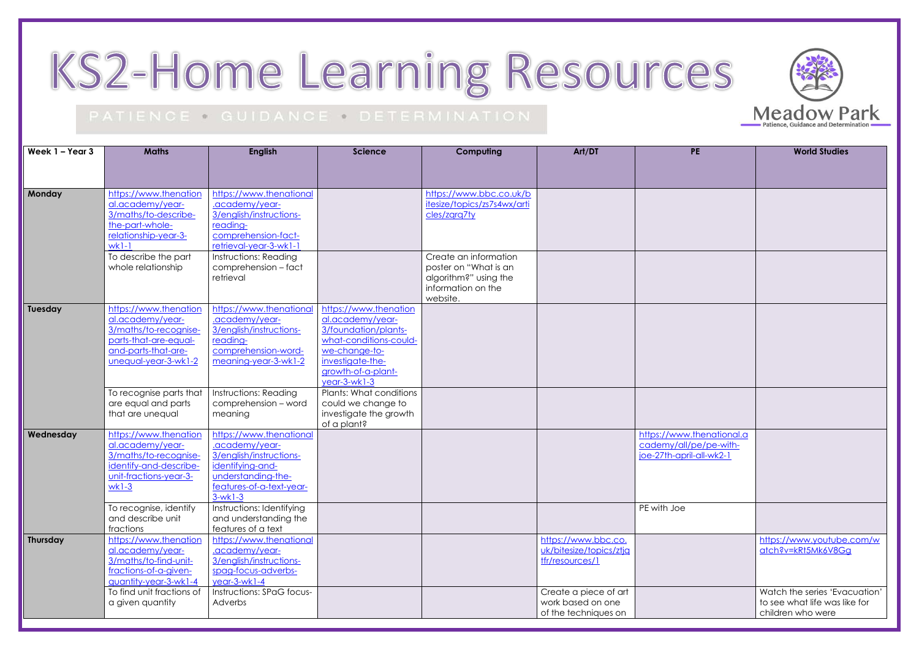# KS2-Home Learning Resources

PATIENCE • GUIDANCE • DETERMINATION

Meadow Park
Patience, Guidance and Determination

| Week 1 – Year 3 | Maths | English | Science | Computing | Art/DT | PE | World Studies |
|---|---|---|---|---|---|---|---|
| Monday | https://www.thenational.academy/year-3/maths/to-describe-the-part-whole-relationship-year-3-wk1-1 | https://www.thenational.academy/year-3/english/instructions-reading-comprehension-fact-retrieval-year-3-wk1-1 | | https://www.bbc.co.uk/bitesize/topics/zs7s4wx/articles/zqrq7ty | | | |
| | To describe the part whole relationship | Instructions: Reading comprehension – fact retrieval | | Create an information poster on "What is an algorithm?" using the information on the website. | | | |
| Tuesday | https://www.thenational.academy/year-3/maths/to-recognise-parts-that-are-equal-and-parts-that-are-unequal-year-3-wk1-2 | https://www.thenational.academy/year-3/english/instructions-reading-comprehension-word-meaning-year-3-wk1-2 | https://www.thenational.academy/year-3/foundation/plants-what-conditions-could-we-change-to-investigate-the-growth-of-a-plant-year-3-wk1-3 | | | | |
| | To recognise parts that are equal and parts that are unequal | Instructions: Reading comprehension – word meaning | Plants: What conditions could we change to investigate the growth of a plant? | | | | |
| Wednesday | https://www.thenational.academy/year-3/maths/to-recognise-identify-and-describe-unit-fractions-year-3-wk1-3 | https://www.thenational.academy/year-3/english/instructions-identifying-and-understanding-the-features-of-a-text-year-3-wk1-3 | | | | https://www.thenational.academy/all/pe/pe-with-joe-27th-april-all-wk2-1 | |
| | To recognise, identify and describe unit fractions | Instructions: Identifying and understanding the features of a text | | | | PE with Joe | |
| Thursday | https://www.thenational.academy/year-3/maths/to-find-unit-fractions-of-a-given-quantity-year-3-wk1-4 | https://www.thenational.academy/year-3/english/instructions-spag-focus-adverbs-year-3-wk1-4 | | | https://www.bbc.co.uk/bitesize/topics/ztjqtfr/resources/1 | | https://www.youtube.com/watch?v=kRt5Mk6V8Gg |
| | To find unit fractions of a given quantity | Instructions: SPaG focus-Adverbs | | | Create a piece of art work based on one of the techniques on | | Watch the series 'Evacuation' to see what life was like for children who were |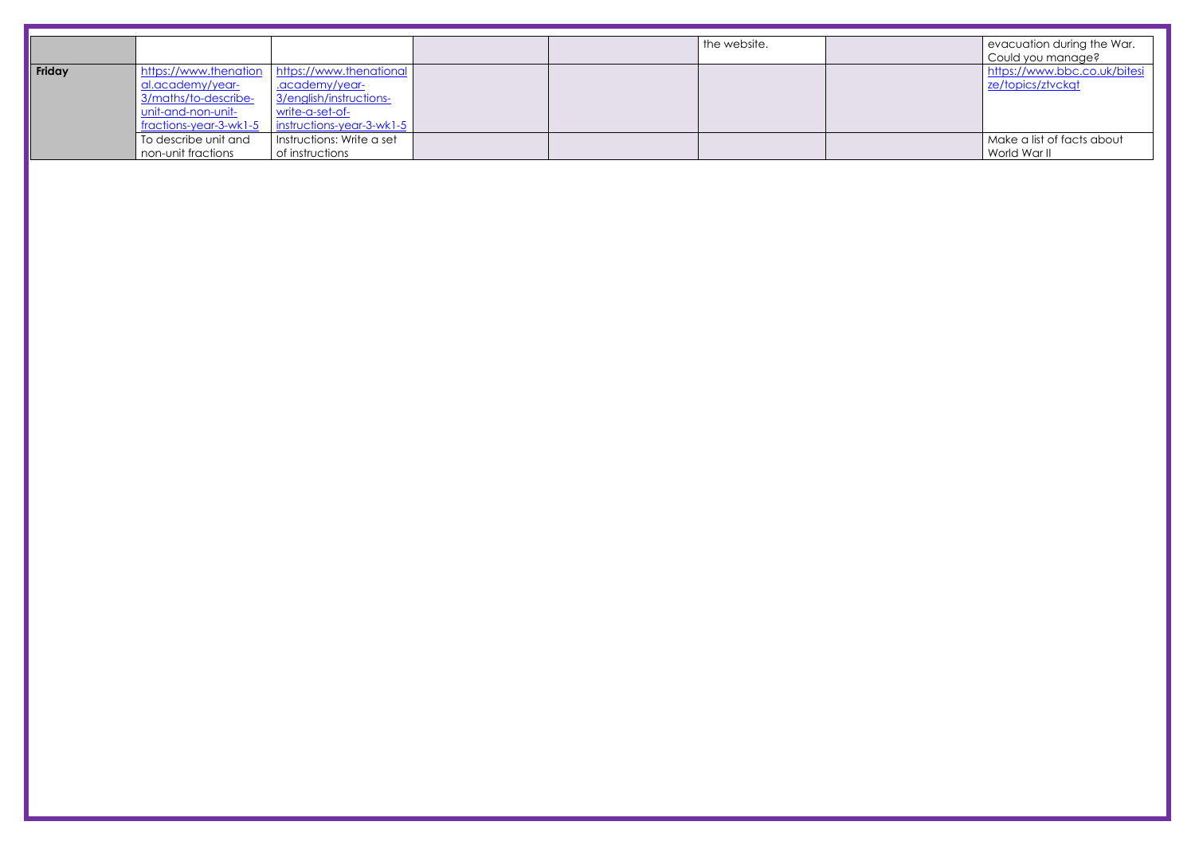| | | | | | | | |
|---|---|---|---|---|---|---|---|
| | | | | | the website. | | evacuation during the War. Could you manage? |
| **Friday** | https://www.thenational.academy/year-3/maths/to-describe-unit-and-non-unit-fractions-year-3-wk1-5 | https://www.thenational.academy/year-3/english/instructions-write-a-set-of-instructions-year-3-wk1-5 | | | | | https://www.bbc.co.uk/bitesize/topics/ztvckqt |
| | To describe unit and non-unit fractions | Instructions: Write a set of instructions | | | | | Make a list of facts about World War II |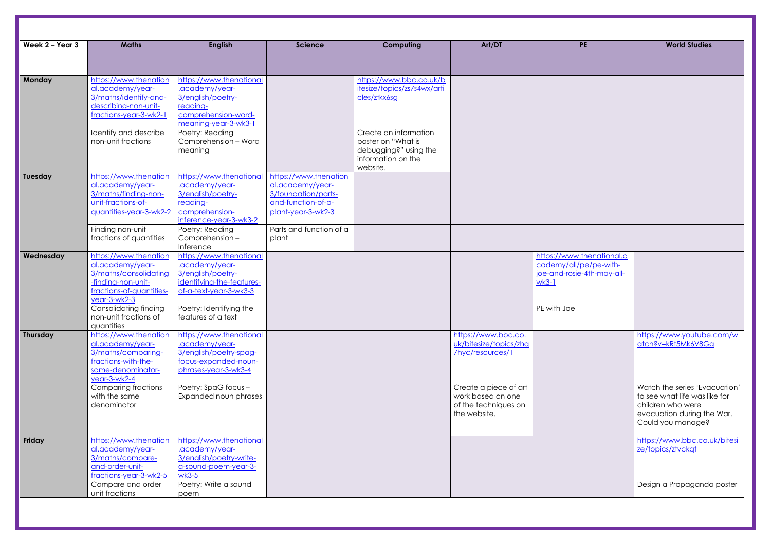| Week 2 – Year 3 | Maths | English | Science | Computing | Art/DT | PE | World Studies |
|---|---|---|---|---|---|---|---|
| **Monday** | https://www.thenational.academy/year-3/maths/identify-and-describing-non-unit-fractions-year-3-wk2-1 | https://www.thenational.academy/year-3/english/poetry-reading-comprehension-word-meaning-year-3-wk3-1 | | https://www.bbc.co.uk/bitesize/topics/zs7s4wx/articles/ztkx6sg | | | |
| | Identify and describe non-unit fractions | Poetry: Reading Comprehension – Word meaning | | Create an information poster on "What is debugging?" using the information on the website. | | | |
| **Tuesday** | https://www.thenational.academy/year-3/maths/finding-non-unit-fractions-of-quantities-year-3-wk2-2 | https://www.thenational.academy/year-3/english/poetry-reading-comprehension-inference-year-3-wk3-2 | https://www.thenational.academy/year-3/foundation/parts-and-function-of-a-plant-year-3-wk2-3 | | | | |
| | Finding non-unit fractions of quantities | Poetry: Reading Comprehension – Inference | Parts and function of a plant | | | | |
| **Wednesday** | https://www.thenational.academy/year-3/maths/consolidating-finding-non-unit-fractions-of-quantities-year-3-wk2-3 | https://www.thenational.academy/year-3/english/poetry-identifying-the-features-of-a-text-year-3-wk3-3 | | | | https://www.thenational.academy/all/pe/pe-with-joe-and-rosie-4th-may-all-wk3-1 | |
| | Consolidating finding non-unit fractions of quantities | Poetry: Identifying the features of a text | | | | PE with Joe | |
| **Thursday** | https://www.thenational.academy/year-3/maths/comparing-fractions-with-the-same-denominator-year-3-wk2-4 | https://www.thenational.academy/year-3/english/poetry-spag-focus-expanded-noun-phrases-year-3-wk3-4 | | | https://www.bbc.co.uk/bitesize/topics/zhq7hyc/resources/1 | | https://www.youtube.com/watch?v=kRt5Mk6V8Gg |
| | Comparing fractions with the same denominator | Poetry: SpaG focus – Expanded noun phrases | | | Create a piece of art work based on one of the techniques on the website. | | Watch the series 'Evacuation' to see what life was like for children who were evacuation during the War. Could you manage? |
| **Friday** | https://www.thenational.academy/year-3/maths/compare-and-order-unit-fractions-year-3-wk2-5 | https://www.thenational.academy/year-3/english/poetry-write-a-sound-poem-year-3-wk3-5 | | | | | https://www.bbc.co.uk/bitesize/topics/ztvckqt |
| | Compare and order unit fractions | Poetry: Write a sound poem | | | | | Design a Propaganda poster |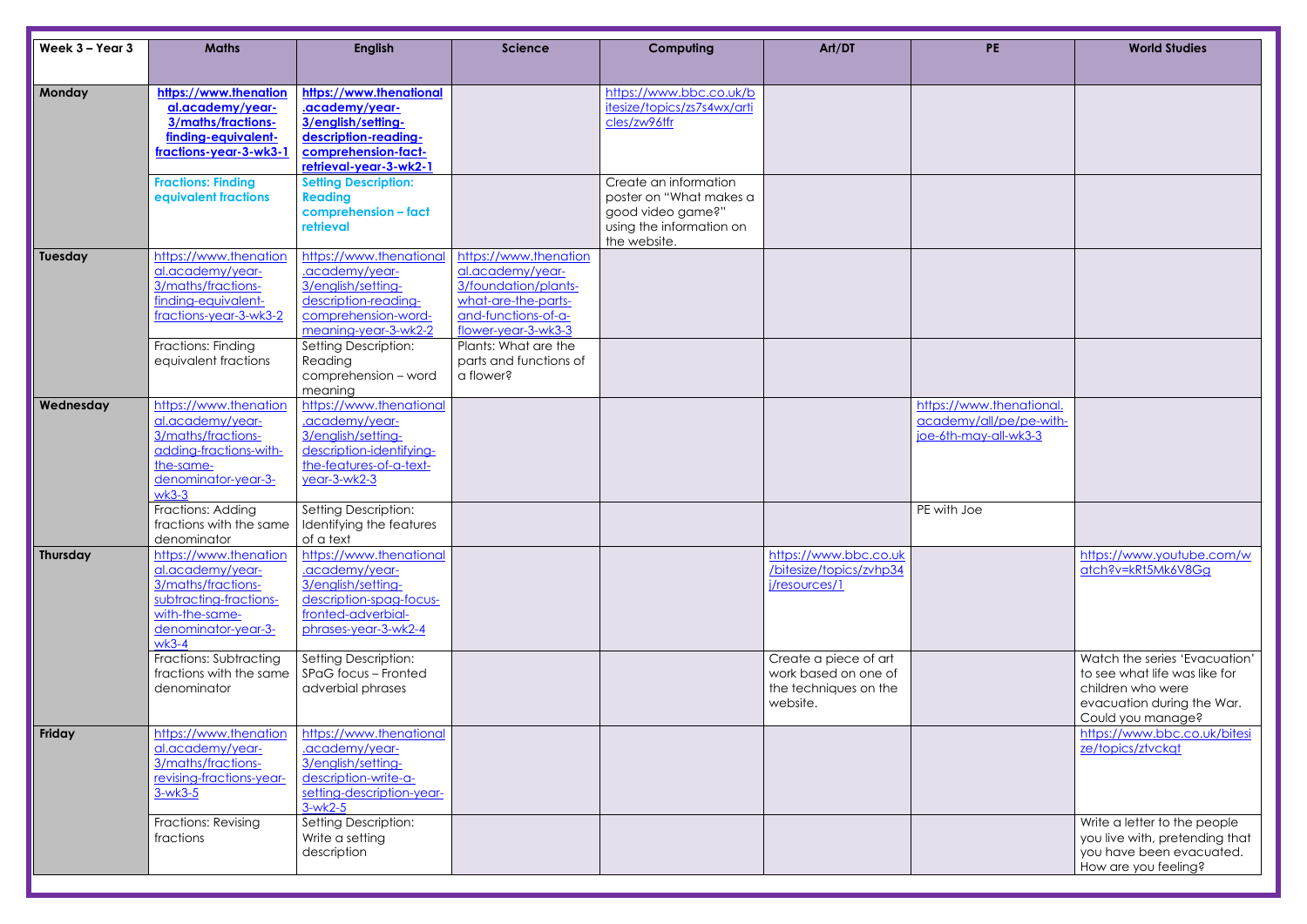| Week 3 – Year 3 | Maths | English | Science | Computing | Art/DT | PE | World Studies |
|---|---|---|---|---|---|---|---|
| **Monday** | **https://www.thenational.academy/year-3/maths/fractions-finding-equivalent-fractions-year-3-wk3-1** | **https://www.thenational.academy/year-3/english/setting-description-reading-comprehension-fact-retrieval-year-3-wk2-1** | | https://www.bbc.co.uk/bitesize/topics/zs7s4wx/articles/zw96tfr | | | |
| | **Fractions: Finding equivalent fractions** | **Setting Description: Reading comprehension – fact retrieval** | | Create an information poster on "What makes a good video game?" using the information on the website. | | | |
| **Tuesday** | https://www.thenational.academy/year-3/maths/fractions-finding-equivalent-fractions-year-3-wk3-2 | https://www.thenational.academy/year-3/english/setting-description-reading-comprehension-word-meaning-year-3-wk2-2 | https://www.thenational.academy/year-3/foundation/plants-what-are-the-parts-and-functions-of-a-flower-year-3-wk3-3 | | | | |
| | Fractions: Finding equivalent fractions | Setting Description: Reading comprehension – word meaning | Plants: What are the parts and functions of a flower? | | | | |
| **Wednesday** | https://www.thenational.academy/year-3/maths/fractions-adding-fractions-with-the-same-denominator-year-3-wk3-3 | https://www.thenational.academy/year-3/english/setting-description-identifying-the-features-of-a-text-year-3-wk2-3 | | | | https://www.thenational.academy/all/pe/pe-with-joe-6th-may-all-wk3-3 | |
| | Fractions: Adding fractions with the same denominator | Setting Description: Identifying the features of a text | | | | PE with Joe | |
| **Thursday** | https://www.thenational.academy/year-3/maths/fractions-subtracting-fractions-with-the-same-denominator-year-3-wk3-4 | https://www.thenational.academy/year-3/english/setting-description-spag-focus-fronted-adverbial-phrases-year-3-wk2-4 | | | https://www.bbc.co.uk/bitesize/topics/zvhp34j/resources/1 | | https://www.youtube.com/watch?v=kRt5Mk6V8Gg |
| | Fractions: Subtracting fractions with the same denominator | Setting Description: SPaG focus – Fronted adverbial phrases | | | Create a piece of art work based on one of the techniques on the website. | | Watch the series 'Evacuation' to see what life was like for children who were evacuation during the War. Could you manage? |
| **Friday** | https://www.thenational.academy/year-3/maths/fractions-revising-fractions-year-3-wk3-5 | https://www.thenational.academy/year-3/english/setting-description-write-a-setting-description-year-3-wk2-5 | | | | | https://www.bbc.co.uk/bitesize/topics/ztvckqt |
| | Fractions: Revising fractions | Setting Description: Write a setting description | | | | | Write a letter to the people you live with, pretending that you have been evacuated. How are you feeling? |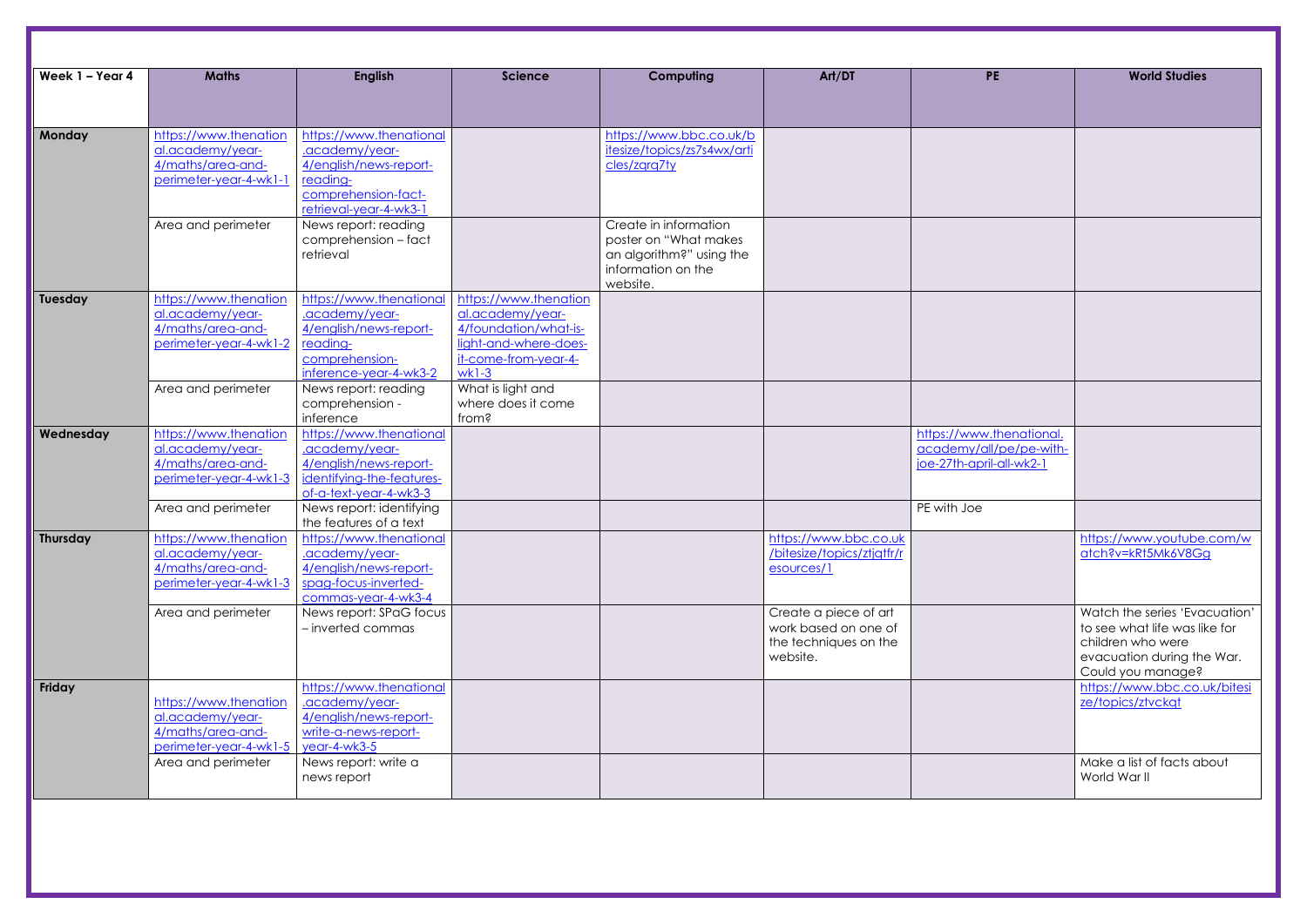| Week 1 – Year 4 | Maths | English | Science | Computing | Art/DT | PE | World Studies |
|---|---|---|---|---|---|---|---|
| **Monday** | https://www.thenational.academy/year-4/maths/area-and-perimeter-year-4-wk1-1 | https://www.thenational.academy/year-4/english/news-report-reading-comprehension-fact-retrieval-year-4-wk3-1 | | https://www.bbc.co.uk/bitesize/topics/zs7s4wx/articles/zqrq7ty | | | |
| | Area and perimeter | News report: reading comprehension – fact retrieval | | Create in information poster on "What makes an algorithm?" using the information on the website. | | | |
| **Tuesday** | https://www.thenational.academy/year-4/maths/area-and-perimeter-year-4-wk1-2 | https://www.thenational.academy/year-4/english/news-report-reading-comprehension-inference-year-4-wk3-2 | https://www.thenational.academy/year-4/foundation/what-is-light-and-where-does-it-come-from-year-4-wk1-3 | | | | |
| | Area and perimeter | News report: reading comprehension - inference | What is light and where does it come from? | | | | |
| **Wednesday** | https://www.thenational.academy/year-4/maths/area-and-perimeter-year-4-wk1-3 | https://www.thenational.academy/year-4/english/news-report-identifying-the-features-of-a-text-year-4-wk3-3 | | | | https://www.thenational.academy/all/pe/pe-with-joe-27th-april-all-wk2-1 | |
| | Area and perimeter | News report: identifying the features of a text | | | | PE with Joe | |
| **Thursday** | https://www.thenational.academy/year-4/maths/area-and-perimeter-year-4-wk1-3 | https://www.thenational.academy/year-4/english/news-report-spag-focus-inverted-commas-year-4-wk3-4 | | | https://www.bbc.co.uk/bitesize/topics/ztjqtfr/resources/1 | | https://www.youtube.com/watch?v=kRt5Mk6V8Gg |
| | Area and perimeter | News report: SPaG focus – inverted commas | | | Create a piece of art work based on one of the techniques on the website. | | Watch the series 'Evacuation' to see what life was like for children who were evacuation during the War. Could you manage? |
| **Friday** | https://www.thenational.academy/year-4/maths/area-and-perimeter-year-4-wk1-5 | https://www.thenational.academy/year-4/english/news-report-write-a-news-report-year-4-wk3-5 | | | | | https://www.bbc.co.uk/bitesize/topics/ztvckqt |
| | Area and perimeter | News report: write a news report | | | | | Make a list of facts about World War II |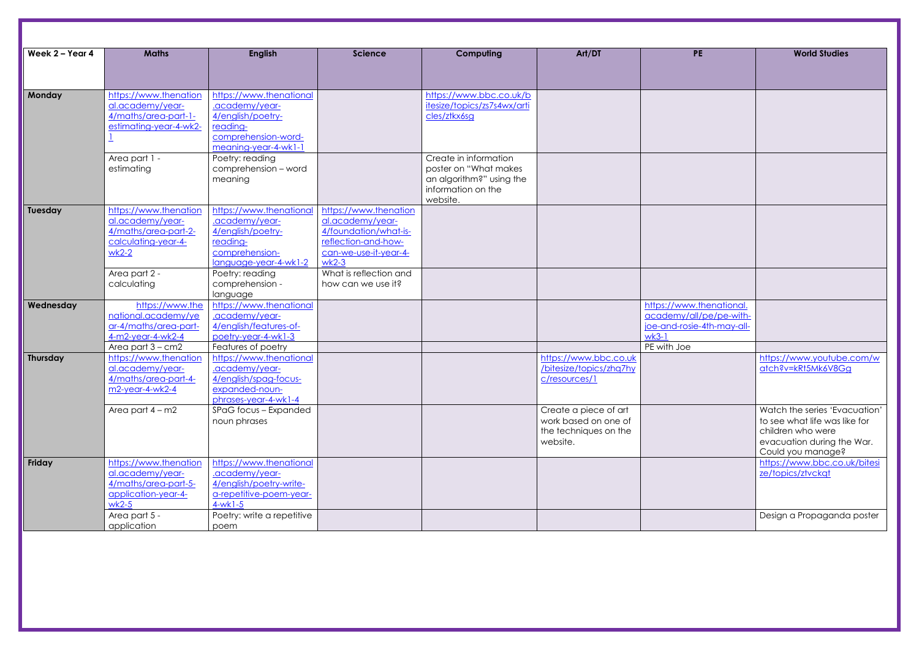| Week 2 – Year 4 | Maths | English | Science | Computing | Art/DT | PE | World Studies |
|---|---|---|---|---|---|---|---|
| Monday | https://www.thenational.academy/year-4/maths/area-part-1-estimating-year-4-wk2-1 | https://www.thenational.academy/year-4/english/poetry-reading-comprehension-word-meaning-year-4-wk1-1 | | https://www.bbc.co.uk/bitesize/topics/zs7s4wx/articles/ztkx6sg | | | |
| | Area part 1 - estimating | Poetry: reading comprehension – word meaning | | Create in information poster on "What makes an algorithm?" using the information on the website. | | | |
| Tuesday | https://www.thenational.academy/year-4/maths/area-part-2-calculating-year-4-wk2-2 | https://www.thenational.academy/year-4/english/poetry-reading-comprehension-language-year-4-wk1-2 | https://www.thenational.academy/year-4/foundation/what-is-reflection-and-how-can-we-use-it-year-4-wk2-3 | | | | |
| | Area part 2 - calculating | Poetry: reading comprehension - language | What is reflection and how can we use it? | | | | |
| Wednesday | https://www.thenational.academy/year-4/maths/area-part-4-m2-year-4-wk2-4 | https://www.thenational.academy/year-4/english/features-of-poetry-year-4-wk1-3 | | | | https://www.thenational.academy/all/pe/pe-with-joe-and-rosie-4th-may-all-wk3-1 | |
| | Area part 3 – cm2 | Features of poetry | | | | PE with Joe | |
| Thursday | https://www.thenational.academy/year-4/maths/area-part-4-m2-year-4-wk2-4 | https://www.thenational.academy/year-4/english/spag-focus-expanded-noun-phrases-year-4-wk1-4 | | | https://www.bbc.co.uk/bitesize/topics/zhq7hyc/resources/1 | | https://www.youtube.com/watch?v=kRt5Mk6V8Gg |
| | Area part 4 – m2 | SPaG focus – Expanded noun phrases | | | Create a piece of art work based on one of the techniques on the website. | | Watch the series 'Evacuation' to see what life was like for children who were evacuation during the War. Could you manage? |
| Friday | https://www.thenational.academy/year-4/maths/area-part-5-application-year-4-wk2-5 | https://www.thenational.academy/year-4/english/poetry-write-a-repetitive-poem-year-4-wk1-5 | | | | | https://www.bbc.co.uk/bitesize/topics/ztvckqt |
| | Area part 5 - application | Poetry: write a repetitive poem | | | | | Design a Propaganda poster |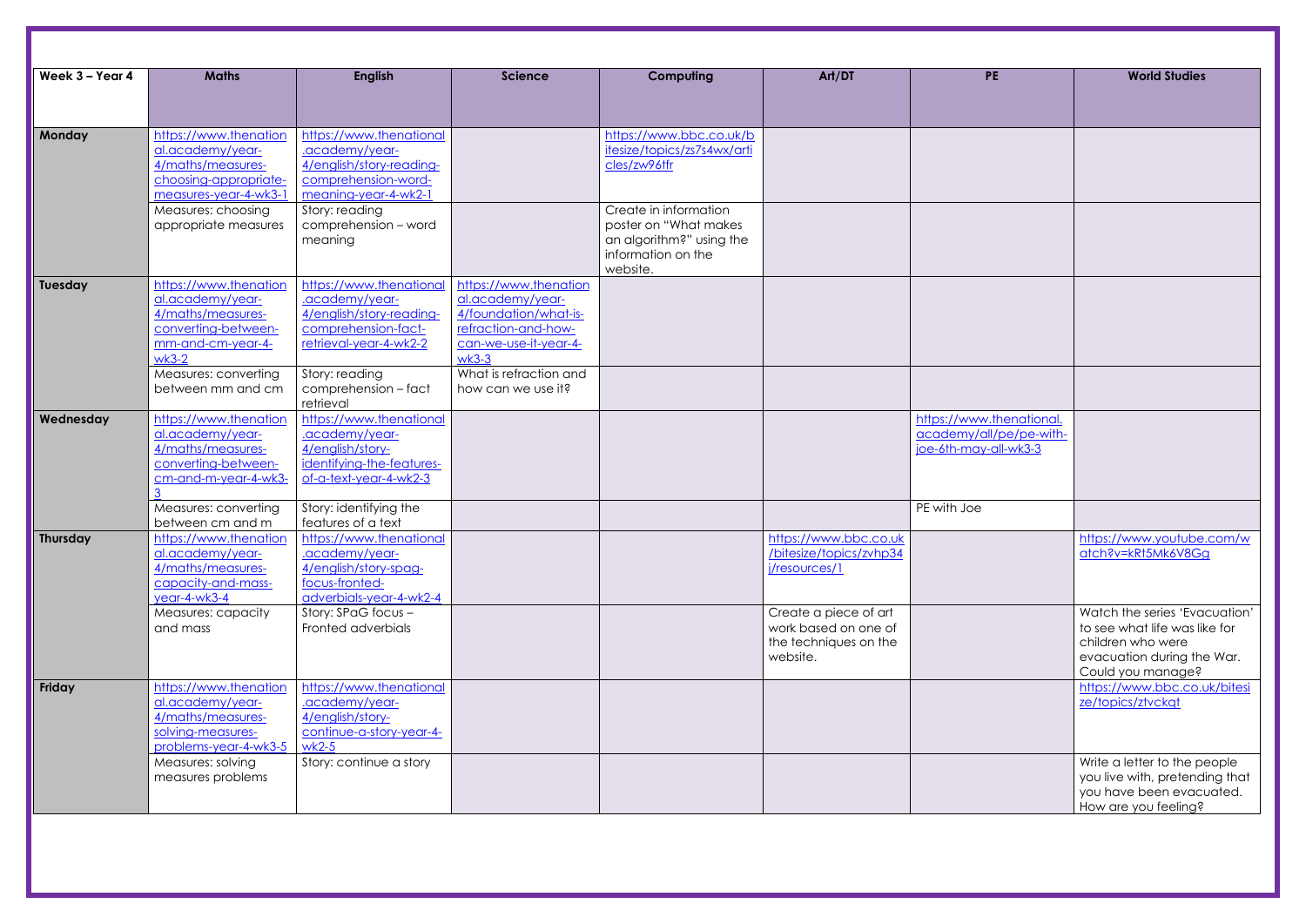| Week 3 – Year 4 | Maths | English | Science | Computing | Art/DT | PE | World Studies |
|---|---|---|---|---|---|---|---|
| Monday | https://www.thenational.academy/year-4/maths/measures-choosing-appropriate-measures-year-4-wk3-1 | https://www.thenational.academy/year-4/english/story-reading-comprehension-word-meaning-year-4-wk2-1 | | https://www.bbc.co.uk/bitesize/topics/zs7s4wx/articles/zw96tfr | | | |
| | Measures: choosing appropriate measures | Story: reading comprehension – word meaning | | Create in information poster on "What makes an algorithm?" using the information on the website. | | | |
| Tuesday | https://www.thenational.academy/year-4/maths/measures-converting-between-mm-and-cm-year-4-wk3-2 | https://www.thenational.academy/year-4/english/story-reading-comprehension-fact-retrieval-year-4-wk2-2 | https://www.thenational.academy/year-4/foundation/what-is-refraction-and-how-can-we-use-it-year-4-wk3-3 | | | | |
| | Measures: converting between mm and cm | Story: reading comprehension – fact retrieval | What is refraction and how can we use it? | | | | |
| Wednesday | https://www.thenational.academy/year-4/maths/measures-converting-between-cm-and-m-year-4-wk3-3 | https://www.thenational.academy/year-4/english/story-identifying-the-features-of-a-text-year-4-wk2-3 | | | | https://www.thenational.academy/all/pe/pe-with-joe-6th-may-all-wk3-3 | |
| | Measures: converting between cm and m | Story: identifying the features of a text | | | | PE with Joe | |
| Thursday | https://www.thenational.academy/year-4/maths/measures-capacity-and-mass-year-4-wk3-4 | https://www.thenational.academy/year-4/english/story-spag-focus-fronted-adverbials-year-4-wk2-4 | | | https://www.bbc.co.uk/bitesize/topics/zvhp34j/resources/1 | | https://www.youtube.com/watch?v=kRt5Mk6V8Gg |
| | Measures: capacity and mass | Story: SPaG focus – Fronted adverbials | | | Create a piece of art work based on one of the techniques on the website. | | Watch the series 'Evacuation' to see what life was like for children who were evacuation during the War. Could you manage? |
| Friday | https://www.thenational.academy/year-4/maths/measures-solving-measures-problems-year-4-wk3-5 | https://www.thenational.academy/year-4/english/story-continue-a-story-year-4-wk2-5 | | | | | https://www.bbc.co.uk/bitesize/topics/ztvckqt |
| | Measures: solving measures problems | Story: continue a story | | | | | Write a letter to the people you live with, pretending that you have been evacuated. How are you feeling? |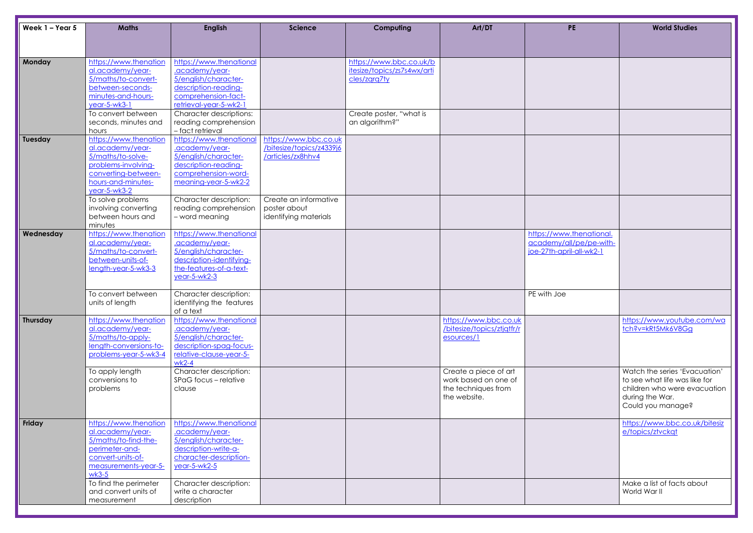| Week 1 – Year 5 | Maths | English | Science | Computing | Art/DT | PE | World Studies |
|---|---|---|---|---|---|---|---|
| **Monday** | https://www.thenational.academy/year-5/maths/to-convert-between-seconds-minutes-and-hours-year-5-wk3-1 | https://www.thenational.academy/year-5/english/character-description-reading-comprehension-fact-retrieval-year-5-wk2-1 | | https://www.bbc.co.uk/bitesize/topics/zs7s4wx/articles/zqrq7ty | | | |
| | To convert between seconds, minutes and hours | Character descriptions: reading comprehension – fact retrieval | | Create poster, "what is an algorithm?" | | | |
| **Tuesday** | https://www.thenational.academy/year-5/maths/to-solve-problems-involving-converting-between-hours-and-minutes-year-5-wk3-2 | https://www.thenational.academy/year-5/english/character-description-reading-comprehension-word-meaning-year-5-wk2-2 | https://www.bbc.co.uk/bitesize/topics/z4339j6/articles/zx8hhv4 | | | | |
| | To solve problems involving converting between hours and minutes | Character description: reading comprehension – word meaning | Create an informative poster about identifying materials | | | | |
| **Wednesday** | https://www.thenational.academy/year-5/maths/to-convert-between-units-of-length-year-5-wk3-3 | https://www.thenational.academy/year-5/english/character-description-identifying-the-features-of-a-text-year-5-wk2-3 | | | | https://www.thenational.academy/all/pe/pe-with-joe-27th-april-all-wk2-1 | |
| | To convert between units of length | Character description: identifying the features of a text | | | | PE with Joe | |
| **Thursday** | https://www.thenational.academy/year-5/maths/to-apply-length-conversions-to-problems-year-5-wk3-4 | https://www.thenational.academy/year-5/english/character-description-spag-focus-relative-clause-year-5-wk2-4 | | | https://www.bbc.co.uk/bitesize/topics/ztjqtfr/resources/1 | | https://www.youtube.com/watch?v=kRt5Mk6V8Gg |
| | To apply length conversions to problems | Character description: SPaG focus – relative clause | | | Create a piece of art work based on one of the techniques from the website. | | Watch the series 'Evacuation' to see what life was like for children who were evacuation during the War. Could you manage? |
| **Friday** | https://www.thenational.academy/year-5/maths/to-find-the-perimeter-and-convert-units-of-measurements-year-5-wk3-5 | https://www.thenational.academy/year-5/english/character-description-write-a-character-description-year-5-wk2-5 | | | | | https://www.bbc.co.uk/bitesize/topics/ztvckqt |
| | To find the perimeter and convert units of measurement | Character description: write a character description | | | | | Make a list of facts about World War II |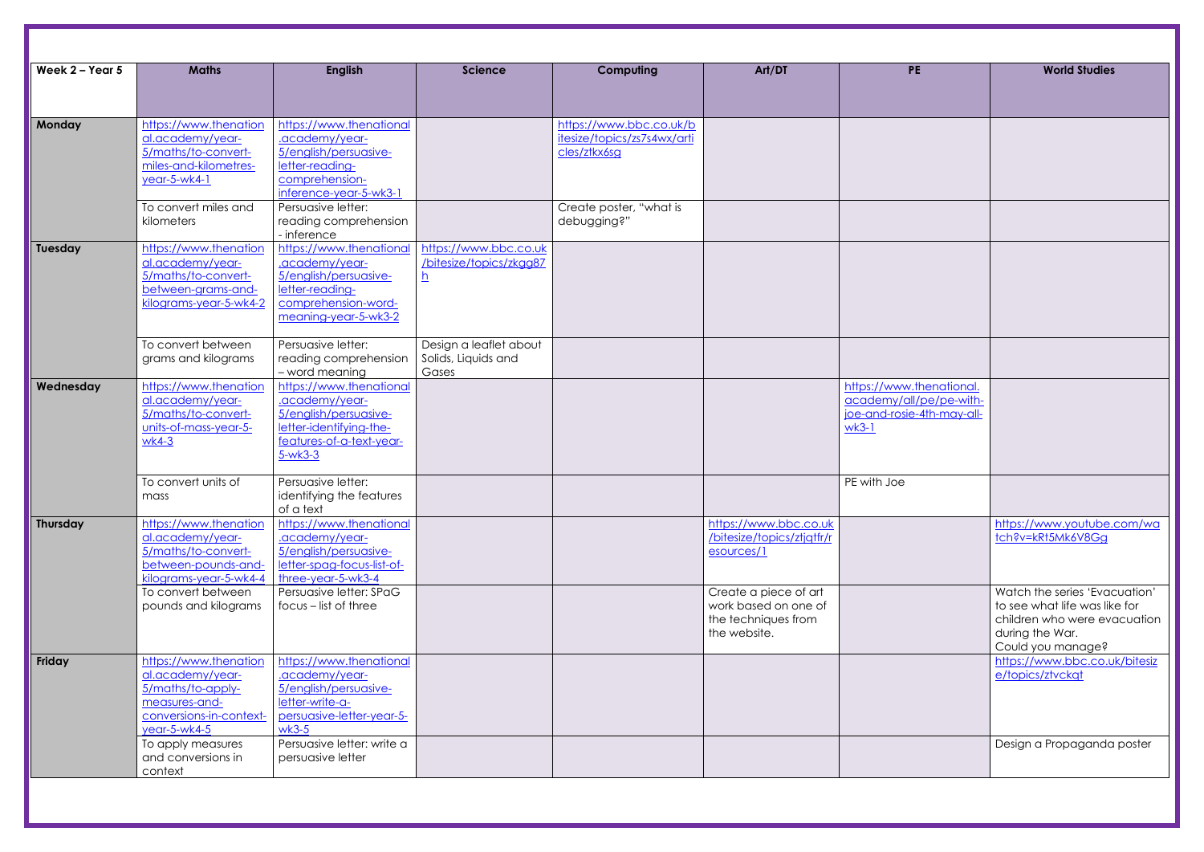| Week 2 – Year 5 | Maths | English | Science | Computing | Art/DT | PE | World Studies |
|---|---|---|---|---|---|---|---|
| **Monday** | https://www.thenational.academy/year-5/maths/to-convert-miles-and-kilometres-year-5-wk4-1 | https://www.thenational.academy/year-5/english/persuasive-letter-reading-comprehension-inference-year-5-wk3-1 | | https://www.bbc.co.uk/bitesize/topics/zs7s4wx/articles/ztkx6sg | | | |
| | To convert miles and kilometers | Persuasive letter: reading comprehension - inference | | Create poster, "what is debugging?" | | | |
| **Tuesday** | https://www.thenational.academy/year-5/maths/to-convert-between-grams-and-kilograms-year-5-wk4-2 | https://www.thenational.academy/year-5/english/persuasive-letter-reading-comprehension-word-meaning-year-5-wk3-2 | https://www.bbc.co.uk/bitesize/topics/zkgg87h | | | | |
| | To convert between grams and kilograms | Persuasive letter: reading comprehension – word meaning | Design a leaflet about Solids, Liquids and Gases | | | | |
| **Wednesday** | https://www.thenational.academy/year-5/maths/to-convert-units-of-mass-year-5-wk4-3 | https://www.thenational.academy/year-5/english/persuasive-letter-identifying-the-features-of-a-text-year-5-wk3-3 | | | | https://www.thenational.academy/all/pe/pe-with-joe-and-rosie-4th-may-all-wk3-1 | |
| | To convert units of mass | Persuasive letter: identifying the features of a text | | | | PE with Joe | |
| **Thursday** | https://www.thenational.academy/year-5/maths/to-convert-between-pounds-and-kilograms-year-5-wk4-4 | https://www.thenational.academy/year-5/english/persuasive-letter-spag-focus-list-of-three-year-5-wk3-4 | | | https://www.bbc.co.uk/bitesize/topics/ztjqtfr/resources/1 | | https://www.youtube.com/watch?v=kRt5Mk6V8Gg |
| | To convert between pounds and kilograms | Persuasive letter: SPaG focus – list of three | | | Create a piece of art work based on one of the techniques from the website. | | Watch the series 'Evacuation' to see what life was like for children who were evacuation during the War. Could you manage? |
| **Friday** | https://www.thenational.academy/year-5/maths/to-apply-measures-and-conversions-in-context-year-5-wk4-5 | https://www.thenational.academy/year-5/english/persuasive-letter-write-a-persuasive-letter-year-5-wk3-5 | | | | | https://www.bbc.co.uk/bitesize/topics/ztvckqt |
| | To apply measures and conversions in context | Persuasive letter: write a persuasive letter | | | | | Design a Propaganda poster |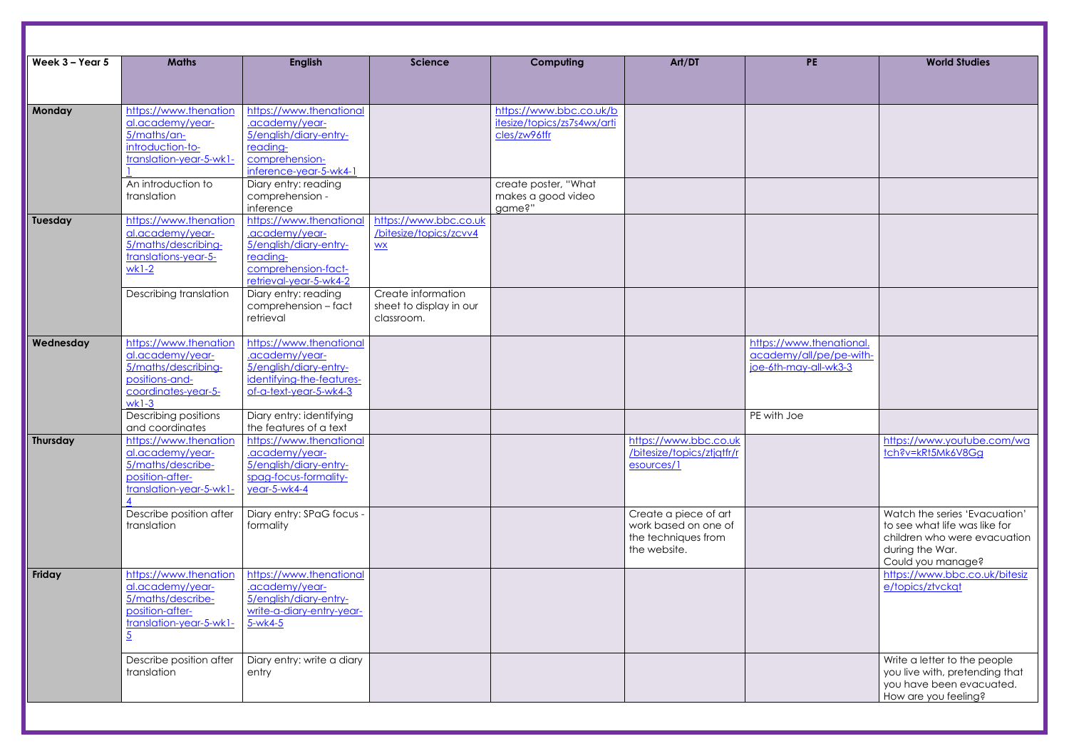| Week 3 – Year 5 | Maths | English | Science | Computing | Art/DT | PE | World Studies |
|---|---|---|---|---|---|---|---|
| **Monday** | https://www.thenational.academy/year-5/maths/an-introduction-to-translation-year-5-wk1-1 | https://www.thenational.academy/year-5/english/diary-entry-reading-comprehension-inference-year-5-wk4-1 | | https://www.bbc.co.uk/bitesize/topics/zs7s4wx/articles/zw96tfr | | | |
| | An introduction to translation | Diary entry: reading comprehension - inference | | create poster, "What makes a good video game?" | | | |
| **Tuesday** | https://www.thenational.academy/year-5/maths/describing-translations-year-5-wk1-2 | https://www.thenational.academy/year-5/english/diary-entry-reading-comprehension-fact-retrieval-year-5-wk4-2 | https://www.bbc.co.uk/bitesize/topics/zcvv4wx | | | | |
| | Describing translation | Diary entry: reading comprehension – fact retrieval | Create information sheet to display in our classroom. | | | | |
| **Wednesday** | https://www.thenational.academy/year-5/maths/describing-positions-and-coordinates-year-5-wk1-3 | https://www.thenational.academy/year-5/english/diary-entry-identifying-the-features-of-a-text-year-5-wk4-3 | | | | https://www.thenational.academy/all/pe/pe-with-joe-6th-may-all-wk3-3 | |
| | Describing positions and coordinates | Diary entry: identifying the features of a text | | | | PE with Joe | |
| **Thursday** | https://www.thenational.academy/year-5/maths/describe-position-after-translation-year-5-wk1-4 | https://www.thenational.academy/year-5/english/diary-entry-spag-focus-formality-year-5-wk4-4 | | | https://www.bbc.co.uk/bitesize/topics/ztjqtfr/resources/1 | | https://www.youtube.com/watch?v=kRt5Mk6V8Gg |
| | Describe position after translation | Diary entry: SPaG focus - formality | | | Create a piece of art work based on one of the techniques from the website. | | Watch the series 'Evacuation' to see what life was like for children who were evacuation during the War. Could you manage? |
| **Friday** | https://www.thenational.academy/year-5/maths/describe-position-after-translation-year-5-wk1-5 | https://www.thenational.academy/year-5/english/diary-entry-write-a-diary-entry-year-5-wk4-5 | | | | | https://www.bbc.co.uk/bitesize/topics/ztvckqt |
| | Describe position after translation | Diary entry: write a diary entry | | | | | Write a letter to the people you live with, pretending that you have been evacuated. How are you feeling? |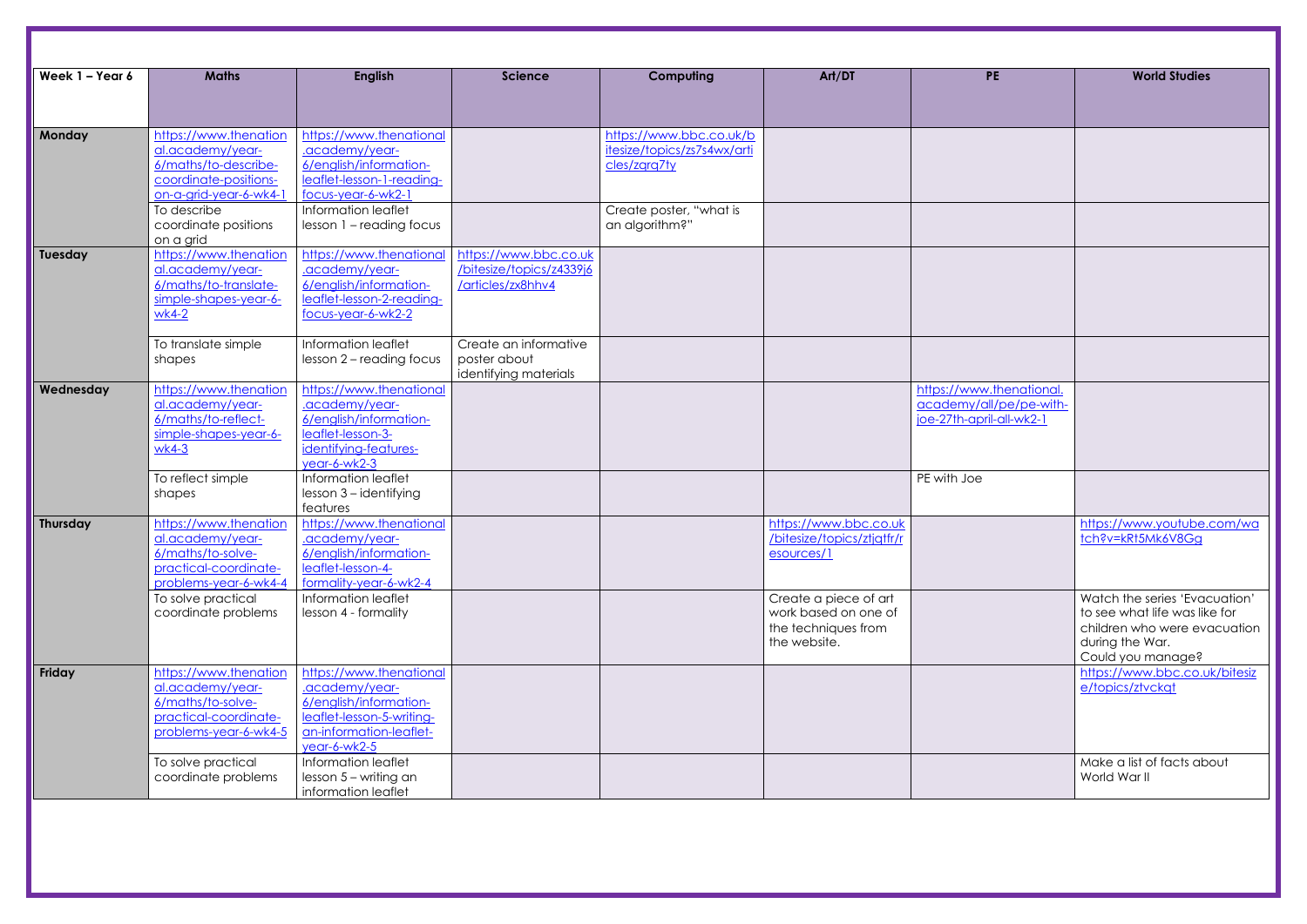| Week 1 – Year 6 | Maths | English | Science | Computing | Art/DT | PE | World Studies |
|---|---|---|---|---|---|---|---|
| **Monday** | https://www.thenational.academy/year-6/maths/to-describe-coordinate-positions-on-a-grid-year-6-wk4-1 | https://www.thenational.academy/year-6/english/information-leaflet-lesson-1-reading-focus-year-6-wk2-1 | | https://www.bbc.co.uk/bitesize/topics/zs7s4wx/articles/zqrq7ty | | | |
| | To describe coordinate positions on a grid | Information leaflet lesson 1 – reading focus | | Create poster, "what is an algorithm?" | | | |
| **Tuesday** | https://www.thenational.academy/year-6/maths/to-translate-simple-shapes-year-6-wk4-2 | https://www.thenational.academy/year-6/english/information-leaflet-lesson-2-reading-focus-year-6-wk2-2 | https://www.bbc.co.uk/bitesize/topics/z4339j6/articles/zx8hhv4 | | | | |
| | To translate simple shapes | Information leaflet lesson 2 – reading focus | Create an informative poster about identifying materials | | | | |
| **Wednesday** | https://www.thenational.academy/year-6/maths/to-reflect-simple-shapes-year-6-wk4-3 | https://www.thenational.academy/year-6/english/information-leaflet-lesson-3-identifying-features-year-6-wk2-3 | | | | https://www.thenational.academy/all/pe/pe-with-joe-27th-april-all-wk2-1 | |
| | To reflect simple shapes | Information leaflet lesson 3 – identifying features | | | | PE with Joe | |
| **Thursday** | https://www.thenational.academy/year-6/maths/to-solve-practical-coordinate-problems-year-6-wk4-4 | https://www.thenational.academy/year-6/english/information-leaflet-lesson-4-formality-year-6-wk2-4 | | | https://www.bbc.co.uk/bitesize/topics/ztjqtfr/resources/1 | | https://www.youtube.com/watch?v=kRt5Mk6V8Gg |
| | To solve practical coordinate problems | Information leaflet lesson 4 - formality | | | Create a piece of art work based on one of the techniques from the website. | | Watch the series 'Evacuation' to see what life was like for children who were evacuation during the War. Could you manage? |
| **Friday** | https://www.thenational.academy/year-6/maths/to-solve-practical-coordinate-problems-year-6-wk4-5 | https://www.thenational.academy/year-6/english/information-leaflet-lesson-5-writing-an-information-leaflet-year-6-wk2-5 | | | | | https://www.bbc.co.uk/bitesize/topics/ztvckqt |
| | To solve practical coordinate problems | Information leaflet lesson 5 – writing an information leaflet | | | | | Make a list of facts about World War II |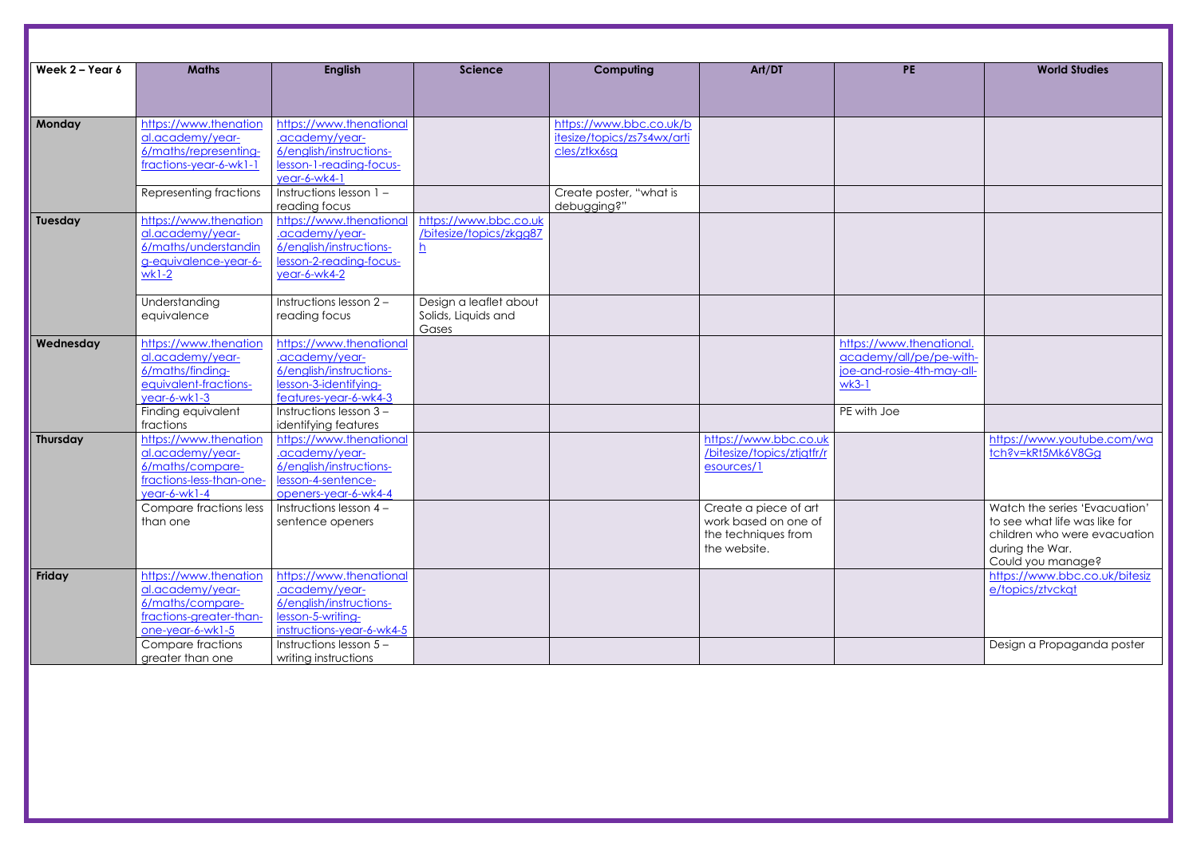| Week 2 – Year 6 | Maths | English | Science | Computing | Art/DT | PE | World Studies |
|---|---|---|---|---|---|---|---|
| **Monday** | https://www.thenational.academy/year-6/maths/representing-fractions-year-6-wk1-1 | https://www.thenational.academy/year-6/english/instructions-lesson-1-reading-focus-year-6-wk4-1 | | https://www.bbc.co.uk/bitesize/topics/zs7s4wx/articles/ztkx6sg | | | |
| | Representing fractions | Instructions lesson 1 – reading focus | | Create poster, "what is debugging?" | | | |
| **Tuesday** | https://www.thenational.academy/year-6/maths/understanding-equivalence-year-6-wk1-2 | https://www.thenational.academy/year-6/english/instructions-lesson-2-reading-focus-year-6-wk4-2 | https://www.bbc.co.uk/bitesize/topics/zkgg87h | | | | |
| | Understanding equivalence | Instructions lesson 2 – reading focus | Design a leaflet about Solids, Liquids and Gases | | | | |
| **Wednesday** | https://www.thenational.academy/year-6/maths/finding-equivalent-fractions-year-6-wk1-3 | https://www.thenational.academy/year-6/english/instructions-lesson-3-identifying-features-year-6-wk4-3 | | | | https://www.thenational.academy/all/pe/pe-with-joe-and-rosie-4th-may-all-wk3-1 | |
| | Finding equivalent fractions | Instructions lesson 3 – identifying features | | | | PE with Joe | |
| **Thursday** | https://www.thenational.academy/year-6/maths/compare-fractions-less-than-one-year-6-wk1-4 | https://www.thenational.academy/year-6/english/instructions-lesson-4-sentence-openers-year-6-wk4-4 | | | https://www.bbc.co.uk/bitesize/topics/ztjqtfr/resources/1 | | https://www.youtube.com/watch?v=kRt5Mk6V8Gg |
| | Compare fractions less than one | Instructions lesson 4 – sentence openers | | | Create a piece of art work based on one of the techniques from the website. | | Watch the series 'Evacuation' to see what life was like for children who were evacuation during the War. Could you manage? |
| **Friday** | https://www.thenational.academy/year-6/maths/compare-fractions-greater-than-one-year-6-wk1-5 | https://www.thenational.academy/year-6/english/instructions-lesson-5-writing-instructions-year-6-wk4-5 | | | | | https://www.bbc.co.uk/bitesize/topics/ztvckqt |
| | Compare fractions greater than one | Instructions lesson 5 – writing instructions | | | | | Design a Propaganda poster |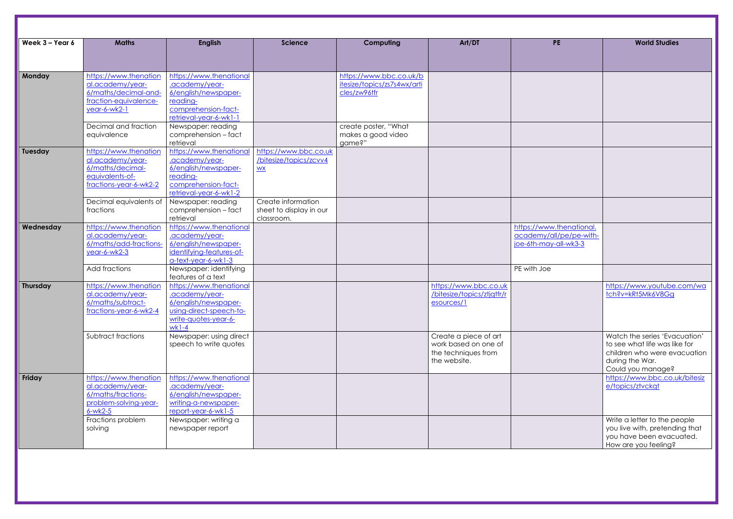| Week 3 – Year 6 | Maths | English | Science | Computing | Art/DT | PE | World Studies |
|---|---|---|---|---|---|---|---|
| **Monday** | https://www.thenational.academy/year-6/maths/decimal-and-fraction-equivalence-year-6-wk2-1 | https://www.thenational.academy/year-6/english/newspaper-reading-comprehension-fact-retrieval-year-6-wk1-1 | | https://www.bbc.co.uk/bitesize/topics/zs7s4wx/articles/zw96tfr | | | |
| | Decimal and fraction equivalence | Newspaper: reading comprehension – fact retrieval | | create poster, "What makes a good video game?" | | | |
| **Tuesday** | https://www.thenational.academy/year-6/maths/decimal-equivalents-of-fractions-year-6-wk2-2 | https://www.thenational.academy/year-6/english/newspaper-reading-comprehension-fact-retrieval-year-6-wk1-2 | https://www.bbc.co.uk/bitesize/topics/zcvv4wx | | | | |
| | Decimal equivalents of fractions | Newspaper: reading comprehension – fact retrieval | Create information sheet to display in our classroom. | | | | |
| **Wednesday** | https://www.thenational.academy/year-6/maths/add-fractions-year-6-wk2-3 | https://www.thenational.academy/year-6/english/newspaper-identifying-features-of-a-text-year-6-wk1-3 | | | | https://www.thenational.academy/all/pe/pe-with-joe-6th-may-all-wk3-3 | |
| | Add fractions | Newspaper: identifying features of a text | | | | PE with Joe | |
| **Thursday** | https://www.thenational.academy/year-6/maths/subtract-fractions-year-6-wk2-4 | https://www.thenational.academy/year-6/english/newspaper-using-direct-speech-to-write-quotes-year-6-wk1-4 | | | https://www.bbc.co.uk/bitesize/topics/ztjqtfr/resources/1 | | https://www.youtube.com/watch?v=kRt5Mk6V8Gg |
| | Subtract fractions | Newspaper: using direct speech to write quotes | | | Create a piece of art work based on one of the techniques from the website. | | Watch the series 'Evacuation' to see what life was like for children who were evacuation during the War. Could you manage? |
| **Friday** | https://www.thenational.academy/year-6/maths/fractions-problem-solving-year-6-wk2-5 | https://www.thenational.academy/year-6/english/newspaper-writing-a-newspaper-report-year-6-wk1-5 | | | | | https://www.bbc.co.uk/bitesize/topics/ztvckqt |
| | Fractions problem solving | Newspaper: writing a newspaper report | | | | | Write a letter to the people you live with, pretending that you have been evacuated. How are you feeling? |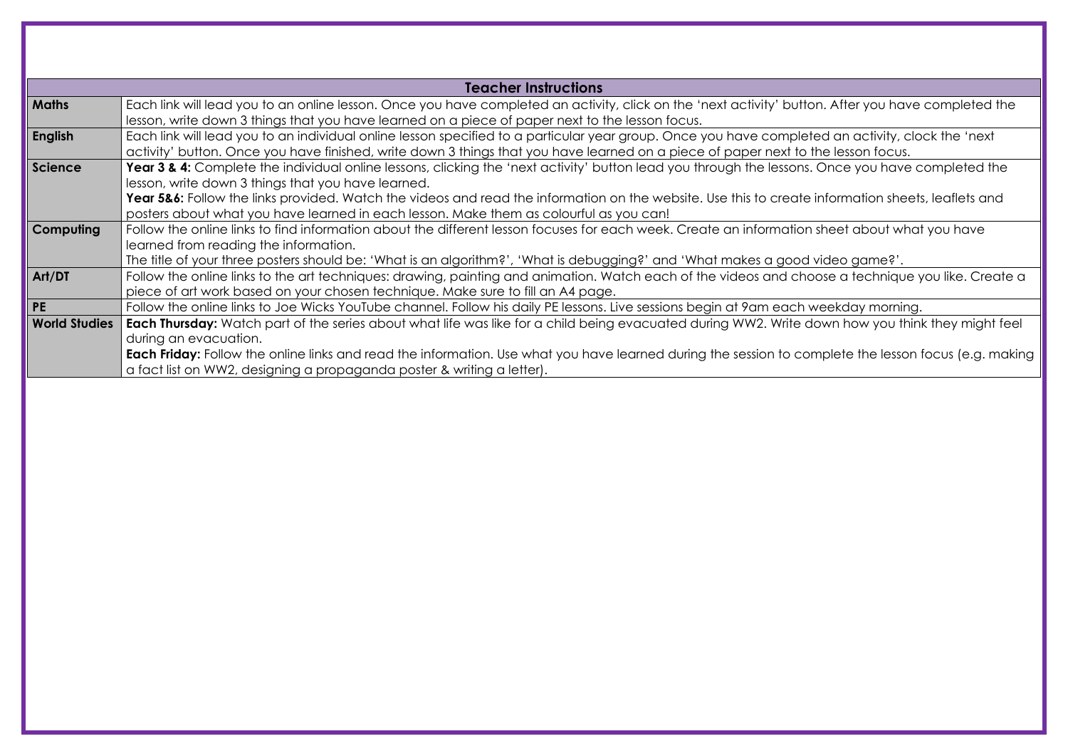| Teacher Instructions | |
|---|---|
| **Maths** | Each link will lead you to an online lesson. Once you have completed an activity, click on the 'next activity' button. After you have completed the lesson, write down 3 things that you have learned on a piece of paper next to the lesson focus. |
| **English** | Each link will lead you to an individual online lesson specified to a particular year group. Once you have completed an activity, clock the 'next activity' button. Once you have finished, write down 3 things that you have learned on a piece of paper next to the lesson focus. |
| **Science** | **Year 3 & 4:** Complete the individual online lessons, clicking the 'next activity' button lead you through the lessons. Once you have completed the lesson, write down 3 things that you have learned.<br>**Year 5&6:** Follow the links provided. Watch the videos and read the information on the website. Use this to create information sheets, leaflets and posters about what you have learned in each lesson. Make them as colourful as you can! |
| **Computing** | Follow the online links to find information about the different lesson focuses for each week. Create an information sheet about what you have learned from reading the information.<br>The title of your three posters should be: 'What is an algorithm?', 'What is debugging?' and 'What makes a good video game?'. |
| **Art/DT** | Follow the online links to the art techniques: drawing, painting and animation. Watch each of the videos and choose a technique you like. Create a piece of art work based on your chosen technique. Make sure to fill an A4 page. |
| **PE** | Follow the online links to Joe Wicks YouTube channel. Follow his daily PE lessons. Live sessions begin at 9am each weekday morning. |
| **World Studies** | **Each Thursday:** Watch part of the series about what life was like for a child being evacuated during WW2. Write down how you think they might feel during an evacuation.<br>**Each Friday:** Follow the online links and read the information. Use what you have learned during the session to complete the lesson focus (e.g. making a fact list on WW2, designing a propaganda poster & writing a letter). |